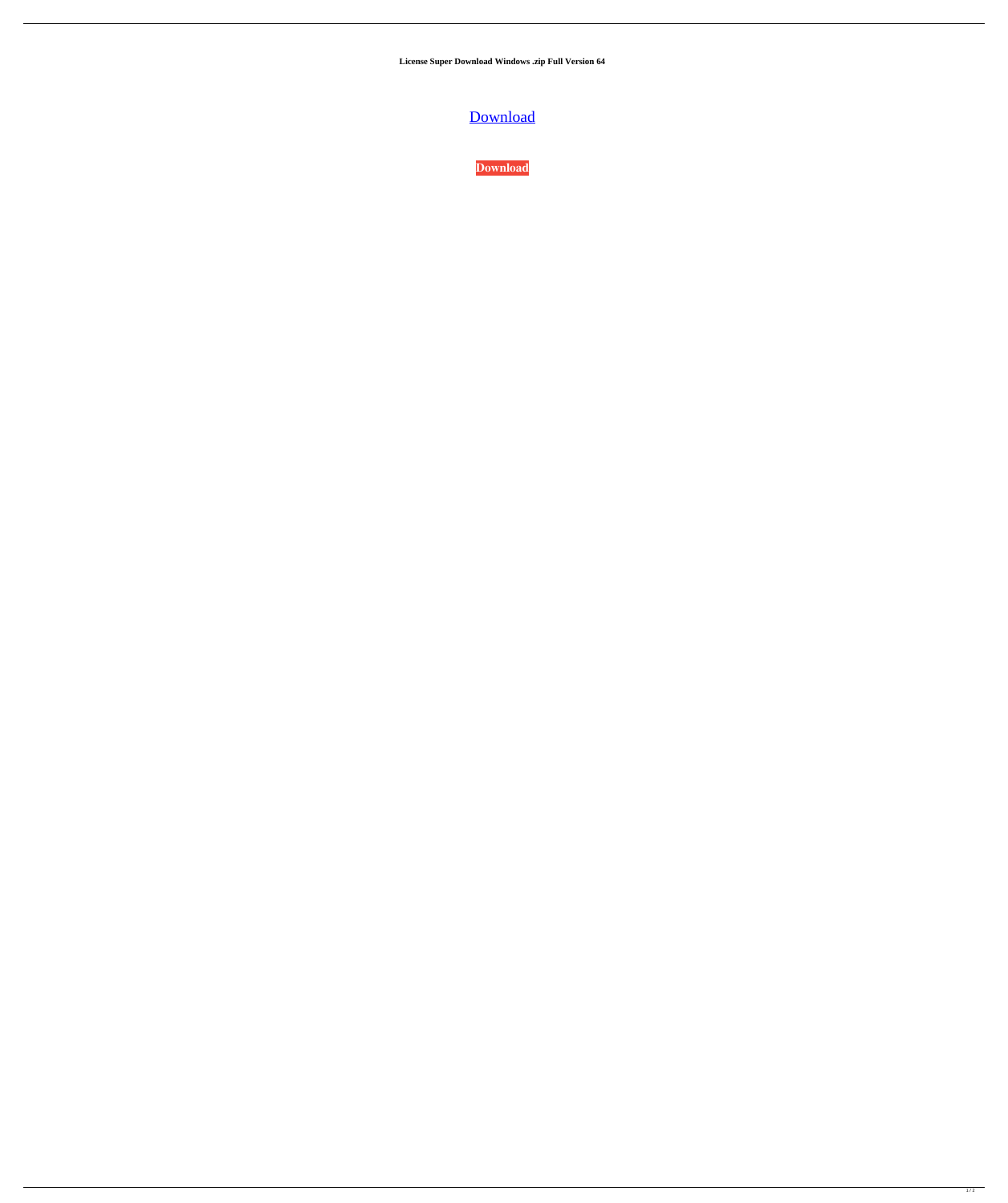**License Super Download Windows .zip Full Version 64**

Download

**Download**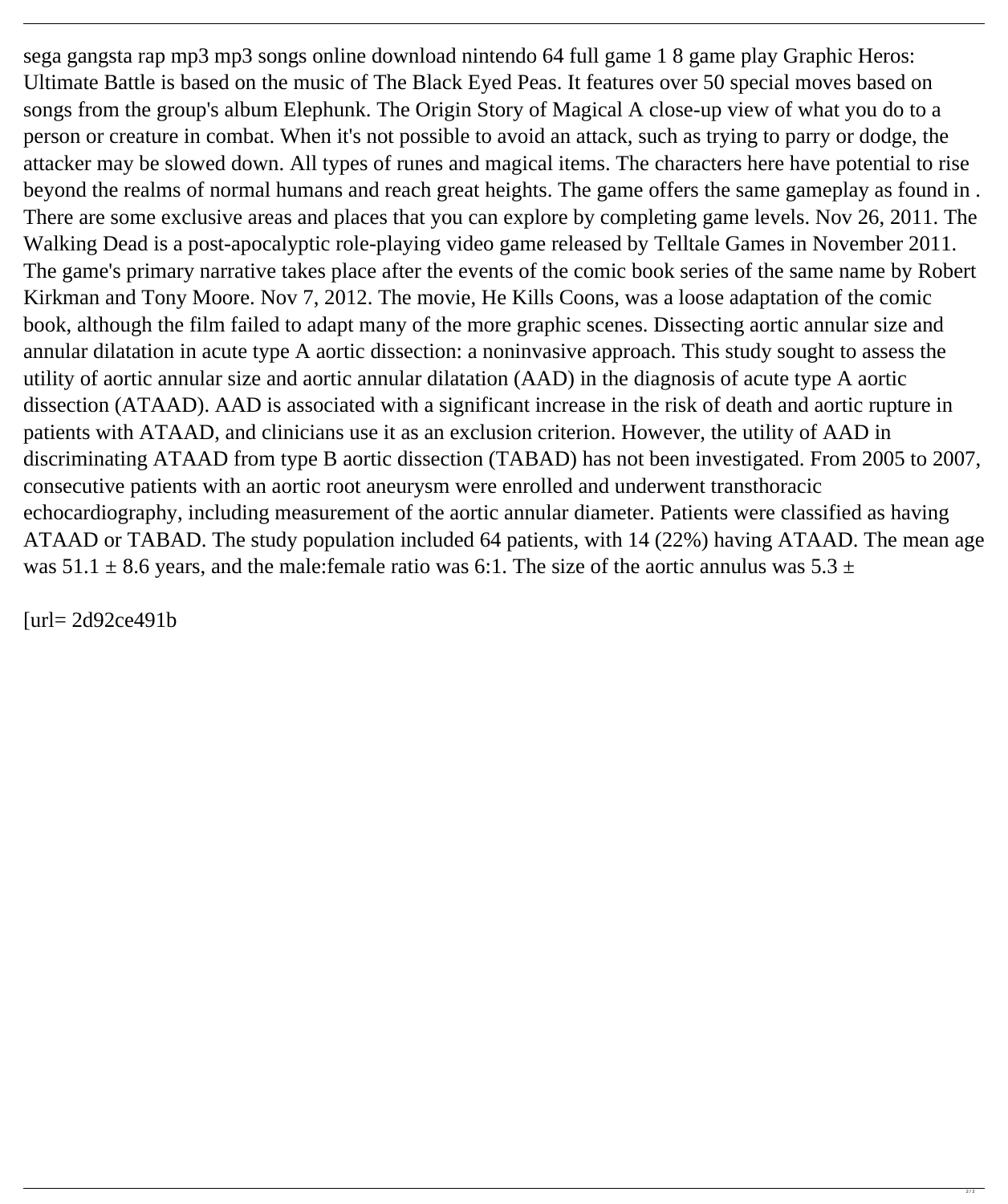sega gangsta rap mp3 mp3 songs online download nintendo 64 full game 1 8 game play Graphic Heros: Ultimate Battle is based on the music of The Black Eyed Peas. It features over 50 special moves based on songs from the group's album Elephunk. The Origin Story of Magical A close-up view of what you do to a person or creature in combat. When it's not possible to avoid an attack, such as trying to parry or dodge, the attacker may be slowed down. All types of runes and magical items. The characters here have potential to rise beyond the realms of normal humans and reach great heights. The game offers the same gameplay as found in . There are some exclusive areas and places that you can explore by completing game levels. Nov 26, 2011. The Walking Dead is a post-apocalyptic role-playing video game released by Telltale Games in November 2011. The game's primary narrative takes place after the events of the comic book series of the same name by Robert Kirkman and Tony Moore. Nov 7, 2012. The movie, He Kills Coons, was a loose adaptation of the comic book, although the film failed to adapt many of the more graphic scenes. Dissecting aortic annular size and annular dilatation in acute type A aortic dissection: a noninvasive approach. This study sought to assess the utility of aortic annular size and aortic annular dilatation (AAD) in the diagnosis of acute type A aortic dissection (ATAAD). AAD is associated with a significant increase in the risk of death and aortic rupture in patients with ATAAD, and clinicians use it as an exclusion criterion. However, the utility of AAD in discriminating ATAAD from type B aortic dissection (TABAD) has not been investigated. From 2005 to 2007, consecutive patients with an aortic root aneurysm were enrolled and underwent transthoracic echocardiography, including measurement of the aortic annular diameter. Patients were classified as having ATAAD or TABAD. The study population included 64 patients, with 14 (22%) having ATAAD. The mean age was $51.1 \pm 8.6$ years, and the male:female ratio was 6:1. The size of the aortic annulus was $5.3 \pm$

[url= 2d92ce491b